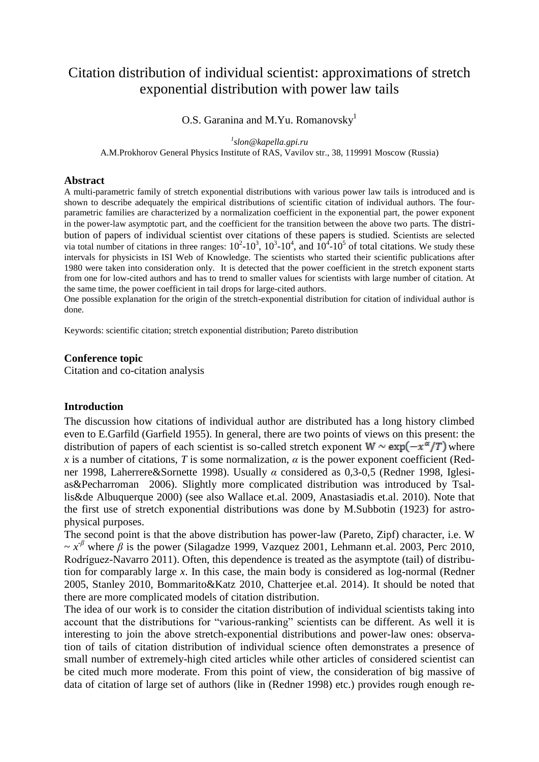# Citation distribution of individual scientist: approximations of stretch exponential distribution with power law tails

O.S. Garanina and M.Yu. Romanovsky[1]

[1]*slon@kapella.gpi.ru*

A.M.Prokhorov General Physics Institute of RAS, Vavilov str., 38, 119991 Moscow (Russia)

### Abstract

A multi-parametric family of stretch exponential distributions with various power law tails is introduced and is shown to describe adequately the empirical distributions of scientific citation of individual authors. The four-parametric families are characterized by a normalization coefficient in the exponential part, the power exponent in the power-law asymptotic part, and the coefficient for the transition between the above two parts. The distribution of papers of individual scientist over citations of these papers is studied. Scientists are selected via total number of citations in three ranges: $10^2$-$10^3$, $10^3$-$10^4$, and $10^4$-$10^5$ of total citations. We study these intervals for physicists in ISI Web of Knowledge. The scientists who started their scientific publications after 1980 were taken into consideration only. It is detected that the power coefficient in the stretch exponent starts from one for low-cited authors and has to trend to smaller values for scientists with large number of citation. At the same time, the power coefficient in tail drops for large-cited authors.

One possible explanation for the origin of the stretch-exponential distribution for citation of individual author is done.

Keywords: scientific citation; stretch exponential distribution; Pareto distribution

### Conference topic

Citation and co-citation analysis

### Introduction

The discussion how citations of individual author are distributed has a long history climbed even to E.Garfild (Garfield 1955). In general, there are two points of views on this present: the distribution of papers of each scientist is so-called stretch exponent $W \sim \exp(-x^{\alpha}/T)$ where $x$ is a number of citations, $T$ is some normalization, $\alpha$ is the power exponent coefficient (Redner 1998, Laherrere&Sornette 1998). Usually $\alpha$ considered as 0,3-0,5 (Redner 1998, Iglesias&Pecharroman 2006). Slightly more complicated distribution was introduced by Tsallis&de Albuquerque 2000) (see also Wallace et.al. 2009, Anastasiadis et.al. 2010). Note that the first use of stretch exponential distributions was done by M.Subbotin (1923) for astrophysical purposes.

The second point is that the above distribution has power-law (Pareto, Zipf) character, i.e. $W \sim x^{-\beta}$ where $\beta$ is the power (Silagadze 1999, Vazquez 2001, Lehmann et.al. 2003, Perc 2010, Rodríguez-Navarro 2011). Often, this dependence is treated as the asymptote (tail) of distribution for comparably large $x$. In this case, the main body is considered as log-normal (Redner 2005, Stanley 2010, Bommarito&Katz 2010, Chatterjee et.al. 2014). It should be noted that there are more complicated models of citation distribution.

The idea of our work is to consider the citation distribution of individual scientists taking into account that the distributions for "various-ranking" scientists can be different. As well it is interesting to join the above stretch-exponential distributions and power-law ones: observation of tails of citation distribution of individual science often demonstrates a presence of small number of extremely-high cited articles while other articles of considered scientist can be cited much more moderate. From this point of view, the consideration of big massive of data of citation of large set of authors (like in (Redner 1998) etc.) provides rough enough re-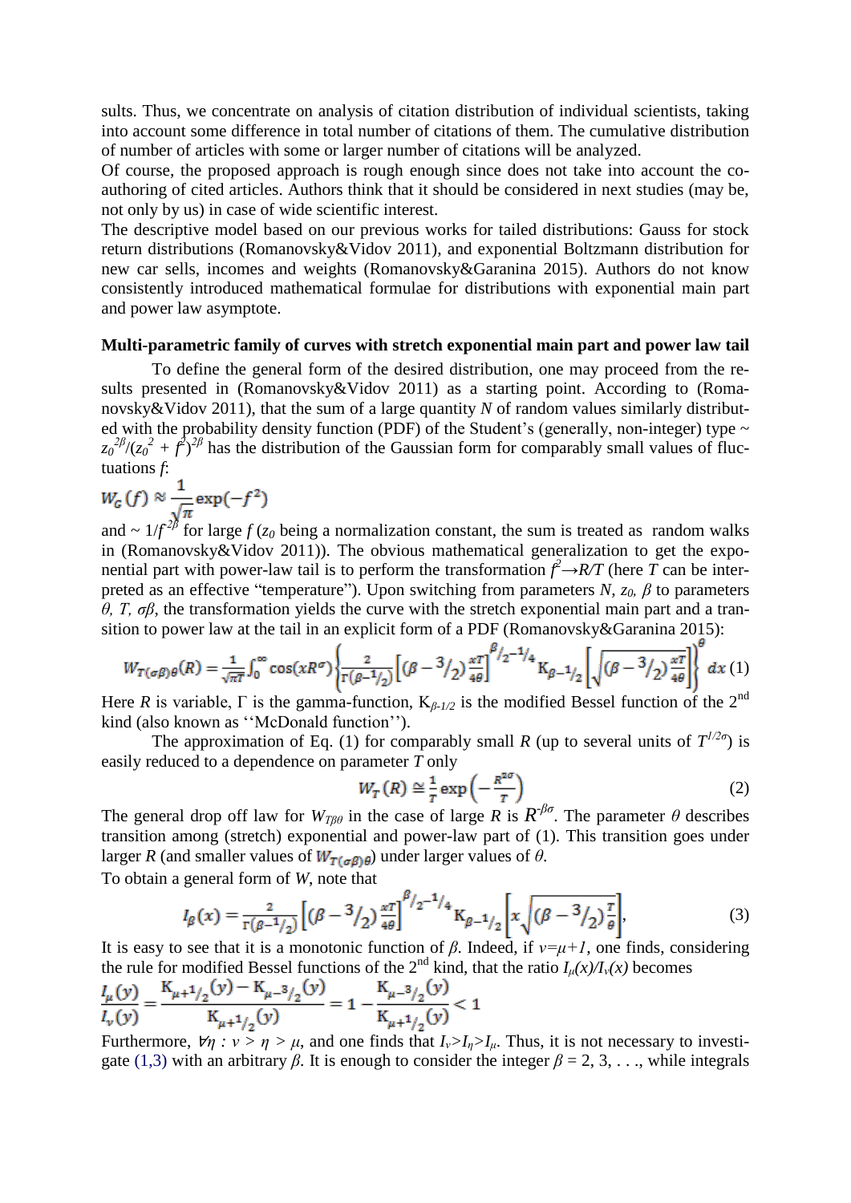sults. Thus, we concentrate on analysis of citation distribution of individual scientists, taking into account some difference in total number of citations of them. The cumulative distribution of number of articles with some or larger number of citations will be analyzed.

Of course, the proposed approach is rough enough since does not take into account the co-authoring of cited articles. Authors think that it should be considered in next studies (may be, not only by us) in case of wide scientific interest.

The descriptive model based on our previous works for tailed distributions: Gauss for stock return distributions (Romanovsky&Vidov 2011), and exponential Boltzmann distribution for new car sells, incomes and weights (Romanovsky&Garanina 2015). Authors do not know consistently introduced mathematical formulae for distributions with exponential main part and power law asymptote.

**Multi-parametric family of curves with stretch exponential main part and power law tail**

To define the general form of the desired distribution, one may proceed from the results presented in (Romanovsky&Vidov 2011) as a starting point. According to (Romanovsky&Vidov 2011), that the sum of a large quantity $N$ of random values similarly distributed with the probability density function (PDF) of the Student's (generally, non-integer) type ~ $z_0^{2\beta}/(z_0^2 + f^2)^{2\beta}$ has the distribution of the Gaussian form for comparably small values of fluctuations $f$:

$$W_G(f) \approx \frac{1}{\sqrt{\pi}} \exp(-f^2)$$

and ~ $1/f^{2\beta}$ for large $f$ ($z_0$ being a normalization constant, the sum is treated as random walks in (Romanovsky&Vidov 2011)). The obvious mathematical generalization to get the exponential part with power-law tail is to perform the transformation $f^2 \rightarrow R/T$ (here $T$ can be interpreted as an effective "temperature"). Upon switching from parameters $N$, $z_0$, $\beta$ to parameters $\theta$, $T$, $\sigma\beta$, the transformation yields the curve with the stretch exponential main part and a transition to power law at the tail in an explicit form of a PDF (Romanovsky&Garanina 2015):

$$W_{T(\sigma\beta)\theta}(R) = \frac{1}{\sqrt{\pi T}} \int_0^\infty \cos(xR^\sigma) \left\{ \frac{2}{\Gamma(\beta - 1/2)} \left[ (\beta - 3/2) \frac{xT}{4\theta} \right]^{\beta/2 - 1/4} \mathrm{K}_{\beta - 1/2} \left[ \sqrt{(\beta - 3/2) \frac{xT}{4\theta}} \right] \right\}^\theta dx \quad (1)$$

Here $R$ is variable, $\Gamma$ is the gamma-function, $\mathrm{K}_{\beta-1/2}$ is the modified Bessel function of the 2[nd] kind (also known as ''McDonald function'').

The approximation of Eq. (1) for comparably small $R$ (up to several units of $T^{1/2\sigma}$) is easily reduced to a dependence on parameter $T$ only

$$W_T(R) \cong \frac{1}{T} \exp\left(-\frac{R^{n\sigma}}{T}\right) \quad (2)$$

The general drop off law for $W_{T\beta\theta}$ in the case of large $R$ is $R^{-\beta\sigma}$. The parameter $\theta$ describes transition among (stretch) exponential and power-law part of (1). This transition goes under larger $R$ (and smaller values of $W_{T(\sigma\beta)\theta}$) under larger values of $\theta$.

To obtain a general form of $W$, note that

$$I_\beta(x) = \frac{2}{\Gamma(\beta - 1/2)} \left[ (\beta - 3/2) \frac{xT}{4\theta} \right]^{\beta/2 - 1/4} \mathrm{K}_{\beta - 1/2} \left[ x \sqrt{(\beta - 3/2) \frac{T}{\theta}} \right], \quad (3)$$

It is easy to see that it is a monotonic function of $\beta$. Indeed, if $\nu = \mu + 1$, one finds, considering the rule for modified Bessel functions of the 2[nd] kind, that the ratio $I_\mu(x)/I_\nu(x)$ becomes

$$\frac{I_\mu(y)}{I_\nu(y)} = \frac{\mathrm{K}_{\mu+1/2}(y) - \mathrm{K}_{\mu-3/2}(y)}{\mathrm{K}_{\mu+1/2}(y)} = 1 - \frac{\mathrm{K}_{\mu-3/2}(y)}{\mathrm{K}_{\mu+1/2}(y)} < 1$$

Furthermore, $\forall \eta : \nu > \eta > \mu$, and one finds that $I_\nu > I_\eta > I_\mu$. Thus, it is not necessary to investigate (1,3) with an arbitrary $\beta$. It is enough to consider the integer $\beta = 2, 3, \ldots$, while integrals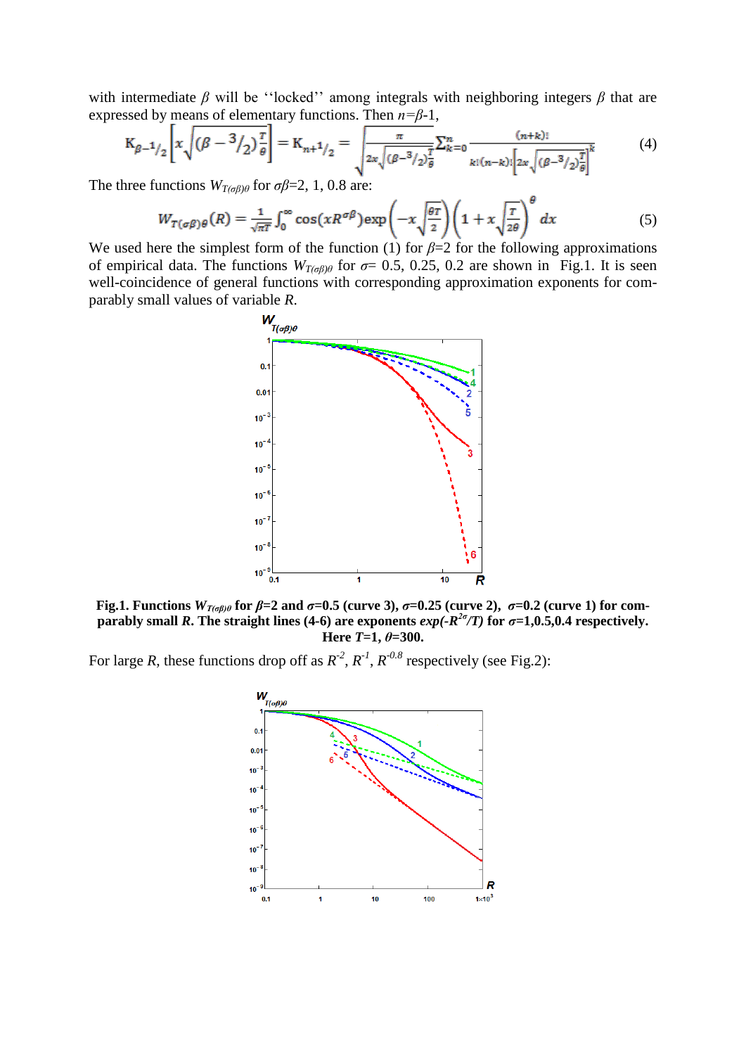with intermediate $\beta$ will be ''locked'' among integrals with neighboring integers $\beta$ that are expressed by means of elementary functions. Then $n$=$\beta$-1,

$$K_{\beta-1/2}\left[x\sqrt{(\beta-3/2)\frac{T}{\theta}}\right]=K_{n+1/2}=\sqrt{\frac{\pi}{2x\sqrt{(\beta-3/2)\frac{T}{\theta}}}}\sum_{k=0}^{n}\frac{(n+k)!}{k!(n-k)!\left[2x\sqrt{(\beta-3/2)\frac{T}{\theta}}\right]^{k}} \tag{4}$$

The three functions $W_{T(\sigma\beta)\theta}$ for $\sigma\beta$=2, 1, 0.8 are:

$$W_{T(\sigma\beta)\theta}(R)=\frac{1}{\sqrt{\pi T}}\int_0^\infty \cos(xR^{\sigma\beta})\exp\left(-x\sqrt{\frac{\theta T}{2}}\right)\left(1+x\sqrt{\frac{T}{2\theta}}\right)^{\theta}dx \tag{5}$$

We used here the simplest form of the function (1) for $\beta$=2 for the following approximations of empirical data. The functions $W_{T(\sigma\beta)\theta}$ for $\sigma$= 0.5, 0.25, 0.2 are shown in Fig.1. It is seen well-coincidence of general functions with corresponding approximation exponents for comparably small values of variable $R$.

**Fig.1. Functions $W_{T(\sigma\beta)\theta}$ for $\beta$=2 and $\sigma$=0.5 (curve 3), $\sigma$=0.25 (curve 2), $\sigma$=0.2 (curve 1) for comparably small $R$. The straight lines (4-6) are exponents $exp(-R^{2\sigma}/T)$ for $\sigma$=1,0.5,0.4 respectively. Here $T$=1, $\theta$=300.**

For large $R$, these functions drop off as $R^{-2}$, $R^{-1}$, $R^{-0.8}$ respectively (see Fig.2):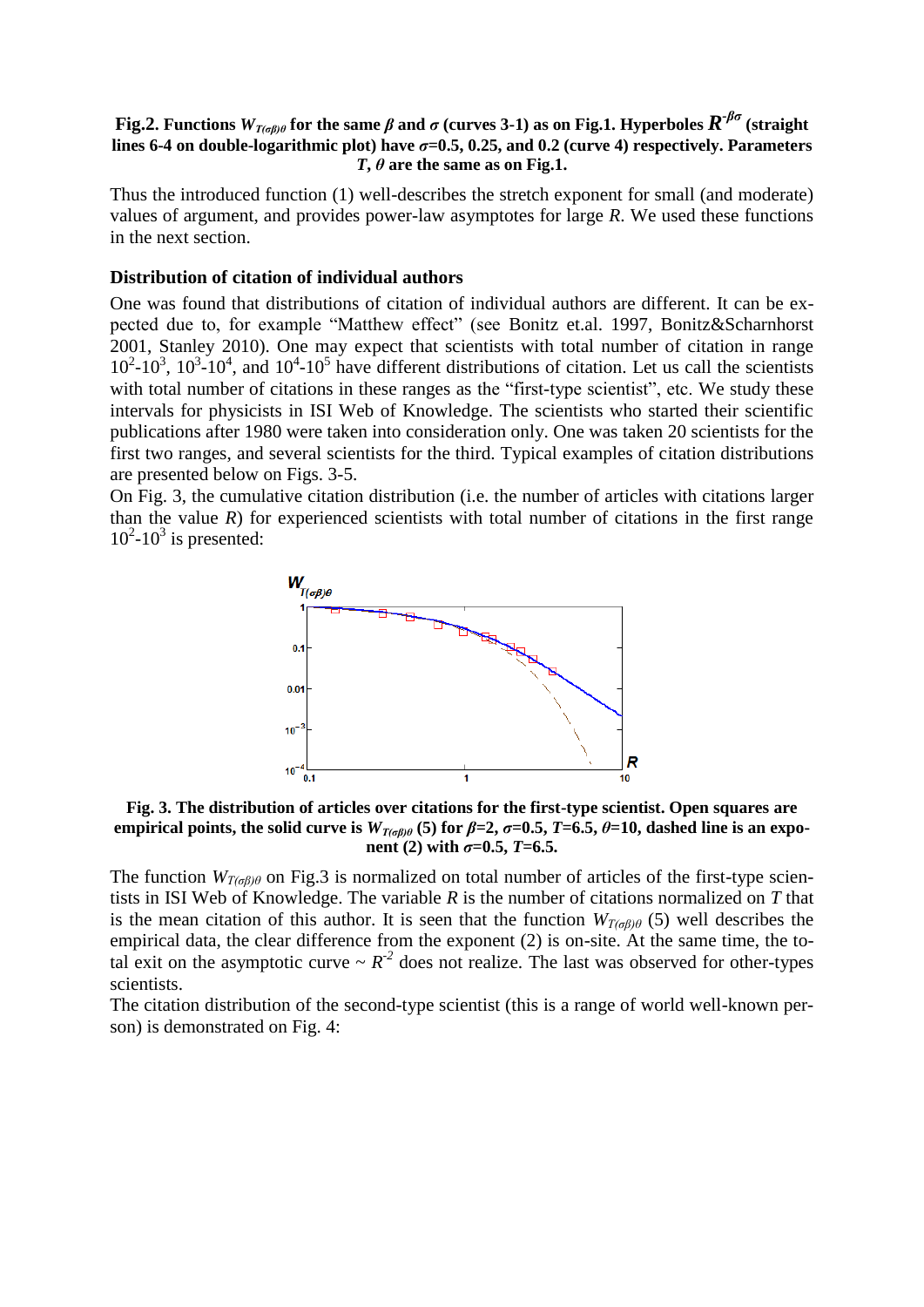**Fig.2. Functions $W_{T(\sigma\beta)\theta}$ for the same $\beta$ and $\sigma$ (curves 3-1) as on Fig.1. Hyperboles $R^{-\beta\sigma}$ (straight lines 6-4 on double-logarithmic plot) have $\sigma$=0.5, 0.25, and 0.2 (curve 4) respectively. Parameters $T$, $\theta$ are the same as on Fig.1.**

Thus the introduced function (1) well-describes the stretch exponent for small (and moderate) values of argument, and provides power-law asymptotes for large *R*. We used these functions in the next section.

### Distribution of citation of individual authors

One was found that distributions of citation of individual authors are different. It can be expected due to, for example "Matthew effect" (see Bonitz et.al. 1997, Bonitz&Scharnhorst 2001, Stanley 2010). One may expect that scientists with total number of citation in range $10^2$-$10^3$, $10^3$-$10^4$, and $10^4$-$10^5$ have different distributions of citation. Let us call the scientists with total number of citations in these ranges as the "first-type scientist", etc. We study these intervals for physicists in ISI Web of Knowledge. The scientists who started their scientific publications after 1980 were taken into consideration only. One was taken 20 scientists for the first two ranges, and several scientists for the third. Typical examples of citation distributions are presented below on Figs. 3-5.

On Fig. 3, the cumulative citation distribution (i.e. the number of articles with citations larger than the value *R*) for experienced scientists with total number of citations in the first range $10^2$-$10^3$ is presented:

**Fig. 3. The distribution of articles over citations for the first-type scientist. Open squares are empirical points, the solid curve is $W_{T(\sigma\beta)\theta}$ (5) for $\beta$=2, $\sigma$=0.5, $T$=6.5, $\theta$=10, dashed line is an exponent (2) with $\sigma$=0.5, $T$=6.5.**

The function $W_{T(\sigma\beta)\theta}$ on Fig.3 is normalized on total number of articles of the first-type scientists in ISI Web of Knowledge. The variable *R* is the number of citations normalized on *T* that is the mean citation of this author. It is seen that the function $W_{T(\sigma\beta)\theta}$ (5) well describes the empirical data, the clear difference from the exponent (2) is on-site. At the same time, the total exit on the asymptotic curve $\sim R^{-2}$ does not realize. The last was observed for other-types scientists.

The citation distribution of the second-type scientist (this is a range of world well-known person) is demonstrated on Fig. 4: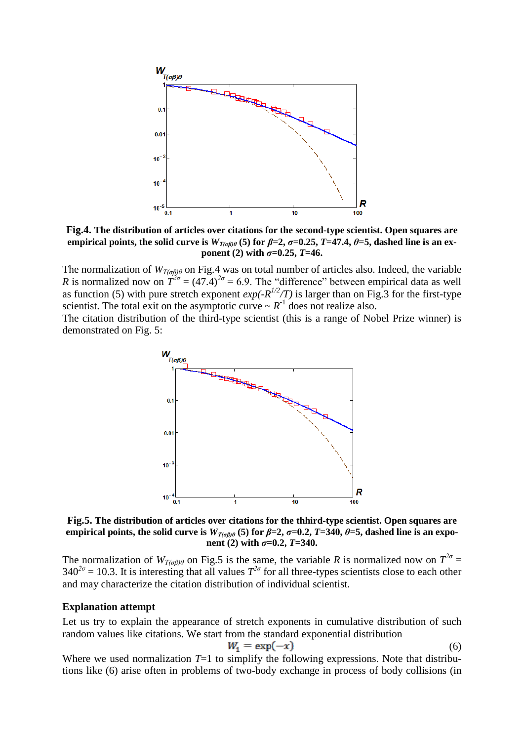**Fig.4. The distribution of articles over citations for the second-type scientist. Open squares are empirical points, the solid curve is $W_{T(\sigma\beta)\theta}$ (5) for $\beta$=2, $\sigma$=0.25, $T$=47.4, $\theta$=5, dashed line is an exponent (2) with $\sigma$=0.25, $T$=46.**

The normalization of $W_{T(\sigma\beta)\theta}$ on Fig.4 was on total number of articles also. Indeed, the variable $R$ is normalized now on $T^{2\sigma} = (47.4)^{2\sigma} = 6.9$. The "difference" between empirical data as well as function (5) with pure stretch exponent $exp(-R^{1/2}/T)$ is larger than on Fig.3 for the first-type scientist. The total exit on the asymptotic curve ~ $R^{-1}$ does not realize also.

The citation distribution of the third-type scientist (this is a range of Nobel Prize winner) is demonstrated on Fig. 5:

**Fig.5. The distribution of articles over citations for the thhird-type scientist. Open squares are empirical points, the solid curve is $W_{T(\sigma\beta)\theta}$ (5) for $\beta$=2, $\sigma$=0.2, $T$=340, $\theta$=5, dashed line is an exponent (2) with $\sigma$=0.2, $T$=340.**

The normalization of $W_{T(\sigma\beta)\theta}$ on Fig.5 is the same, the variable $R$ is normalized now on $T^{2\sigma} = 340^{2\sigma} = 10.3$. It is interesting that all values $T^{2\sigma}$ for all three-types scientists close to each other and may characterize the citation distribution of individual scientist.

## Explanation attempt

Let us try to explain the appearance of stretch exponents in cumulative distribution of such random values like citations. We start from the standard exponential distribution

$$W_1 = \exp(-x) \tag{6}$$

Where we used normalization $T$=1 to simplify the following expressions. Note that distributions like (6) arise often in problems of two-body exchange in process of body collisions (in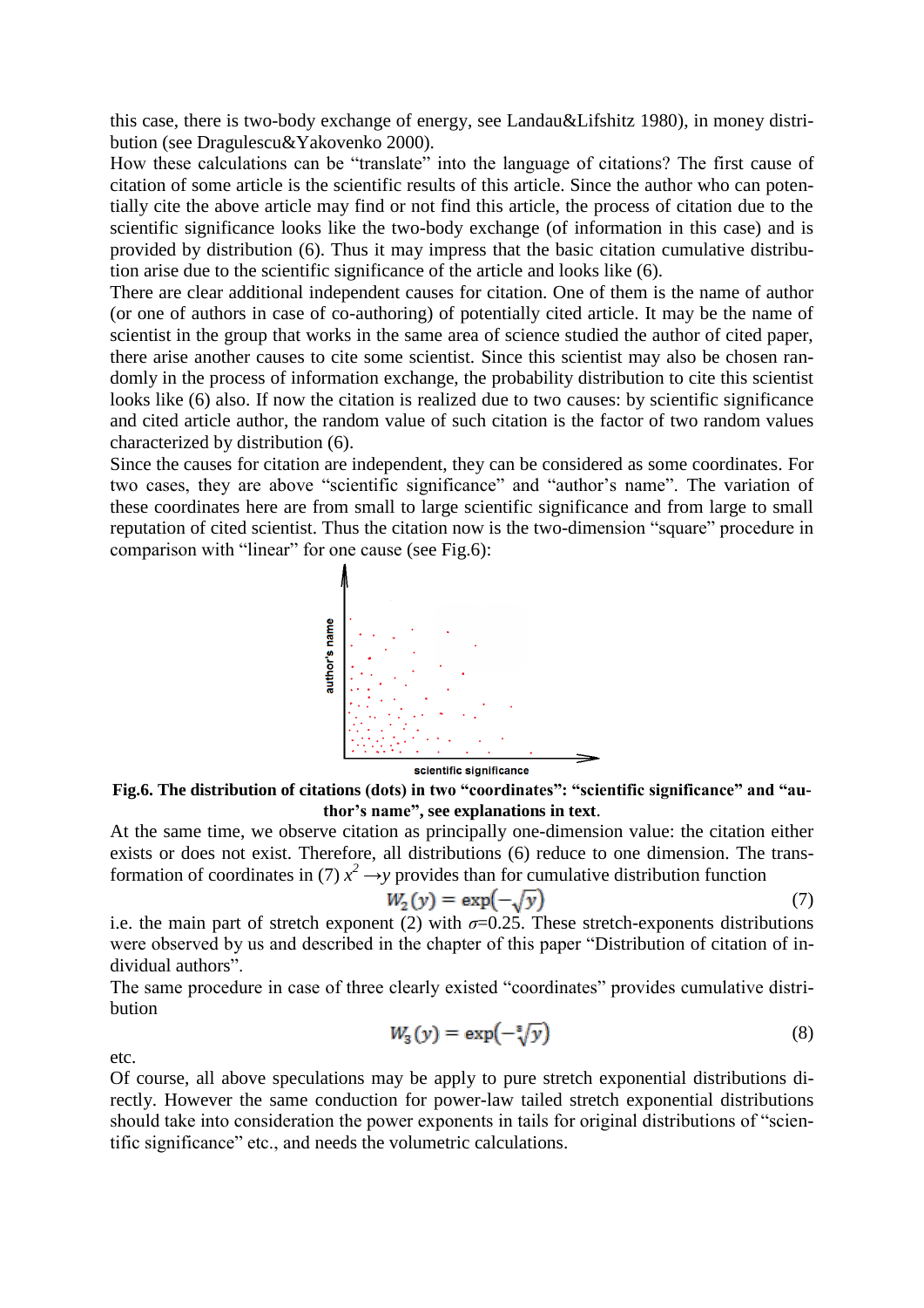this case, there is two-body exchange of energy, see Landau&Lifshitz 1980), in money distribution (see Dragulescu&Yakovenko 2000).

How these calculations can be "translate" into the language of citations? The first cause of citation of some article is the scientific results of this article. Since the author who can potentially cite the above article may find or not find this article, the process of citation due to the scientific significance looks like the two-body exchange (of information in this case) and is provided by distribution (6). Thus it may impress that the basic citation cumulative distribution arise due to the scientific significance of the article and looks like (6).

There are clear additional independent causes for citation. One of them is the name of author (or one of authors in case of co-authoring) of potentially cited article. It may be the name of scientist in the group that works in the same area of science studied the author of cited paper, there arise another causes to cite some scientist. Since this scientist may also be chosen randomly in the process of information exchange, the probability distribution to cite this scientist looks like (6) also. If now the citation is realized due to two causes: by scientific significance and cited article author, the random value of such citation is the factor of two random values characterized by distribution (6).

Since the causes for citation are independent, they can be considered as some coordinates. For two cases, they are above "scientific significance" and "author's name". The variation of these coordinates here are from small to large scientific significance and from large to small reputation of cited scientist. Thus the citation now is the two-dimension "square" procedure in comparison with "linear" for one cause (see Fig.6):

**Fig.6. The distribution of citations (dots) in two "coordinates": "scientific significance" and "author's name", see explanations in text.**

At the same time, we observe citation as principally one-dimension value: the citation either exists or does not exist. Therefore, all distributions (6) reduce to one dimension. The transformation of coordinates in (7) $x^2 \rightarrow y$ provides than for cumulative distribution function

$$W_2(y) = \exp\left(-\sqrt{y}\right) \tag{7}$$

i.e. the main part of stretch exponent (2) with $\sigma$=0.25. These stretch-exponents distributions were observed by us and described in the chapter of this paper "Distribution of citation of individual authors".

The same procedure in case of three clearly existed "coordinates" provides cumulative distribution

$$W_3(y) = \exp\left(-\sqrt[3]{y}\right) \tag{8}$$

etc.

Of course, all above speculations may be apply to pure stretch exponential distributions directly. However the same conduction for power-law tailed stretch exponential distributions should take into consideration the power exponents in tails for original distributions of "scientific significance" etc., and needs the volumetric calculations.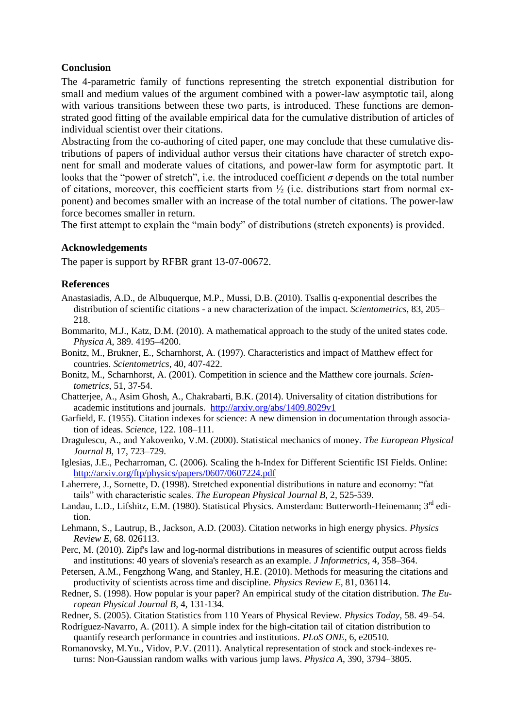## Conclusion

The 4-parametric family of functions representing the stretch exponential distribution for small and medium values of the argument combined with a power-law asymptotic tail, along with various transitions between these two parts, is introduced. These functions are demonstrated good fitting of the available empirical data for the cumulative distribution of articles of individual scientist over their citations.

Abstracting from the co-authoring of cited paper, one may conclude that these cumulative distributions of papers of individual author versus their citations have character of stretch exponent for small and moderate values of citations, and power-law form for asymptotic part. It looks that the "power of stretch", i.e. the introduced coefficient $\sigma$ depends on the total number of citations, moreover, this coefficient starts from ½ (i.e. distributions start from normal exponent) and becomes smaller with an increase of the total number of citations. The power-law force becomes smaller in return.

The first attempt to explain the "main body" of distributions (stretch exponents) is provided.

## Acknowledgements

The paper is support by RFBR grant 13-07-00672.

## References

Anastasiadis, A.D., de Albuquerque, M.P., Mussi, D.B. (2010). Tsallis q-exponential describes the distribution of scientific citations - a new characterization of the impact. *Scientometrics*, 83, 205–218.

Bommarito, M.J., Katz, D.M. (2010). A mathematical approach to the study of the united states code. *Physica A*, 389. 4195–4200.

Bonitz, M., Brukner, E., Scharnhorst, A. (1997). Characteristics and impact of Matthew effect for countries. *Scientometrics*, 40, 407-422.

Bonitz, M., Scharnhorst, A. (2001). Competition in science and the Matthew core journals. *Scientometrics*, 51, 37-54.

Chatterjee, A., Asim Ghosh, A., Chakrabarti, B.K. (2014). Universality of citation distributions for academic institutions and journals. http://arxiv.org/abs/1409.8029v1

Garfield, E. (1955). Citation indexes for science: A new dimension in documentation through association of ideas. *Science*, 122. 108–111.

Dragulescu, A., and Yakovenko, V.M. (2000). Statistical mechanics of money. *The European Physical Journal B*, 17, 723–729.

Iglesias, J.E., Pecharroman, C. (2006). Scaling the h-Index for Different Scientific ISI Fields. Online: http://arxiv.org/ftp/physics/papers/0607/0607224.pdf

Laherrere, J., Sornette, D. (1998). Stretched exponential distributions in nature and economy: "fat tails" with characteristic scales. *The European Physical Journal B*, 2, 525-539.

Landau, L.D., Lifshitz, E.M. (1980). Statistical Physics. Amsterdam: Butterworth-Heinemann; 3rd edition.

Lehmann, S., Lautrup, B., Jackson, A.D. (2003). Citation networks in high energy physics. *Physics Review E*, 68. 026113.

Perc, M. (2010). Zipf's law and log-normal distributions in measures of scientific output across fields and institutions: 40 years of slovenia's research as an example. *J Informetrics*, 4, 358–364.

Petersen, A.M., Fengzhong Wang, and Stanley, H.E. (2010). Methods for measuring the citations and productivity of scientists across time and discipline. *Physics Review E*, 81, 036114.

Redner, S. (1998). How popular is your paper? An empirical study of the citation distribution. *The European Physical Journal B*, 4, 131-134.

Redner, S. (2005). Citation Statistics from 110 Years of Physical Review. *Physics Today*, 58. 49–54.

Rodríguez-Navarro, A. (2011). A simple index for the high-citation tail of citation distribution to quantify research performance in countries and institutions. *PLoS ONE*, 6, e20510.

Romanovsky, M.Yu., Vidov, P.V. (2011). Analytical representation of stock and stock-indexes returns: Non-Gaussian random walks with various jump laws. *Physica A*, 390, 3794–3805.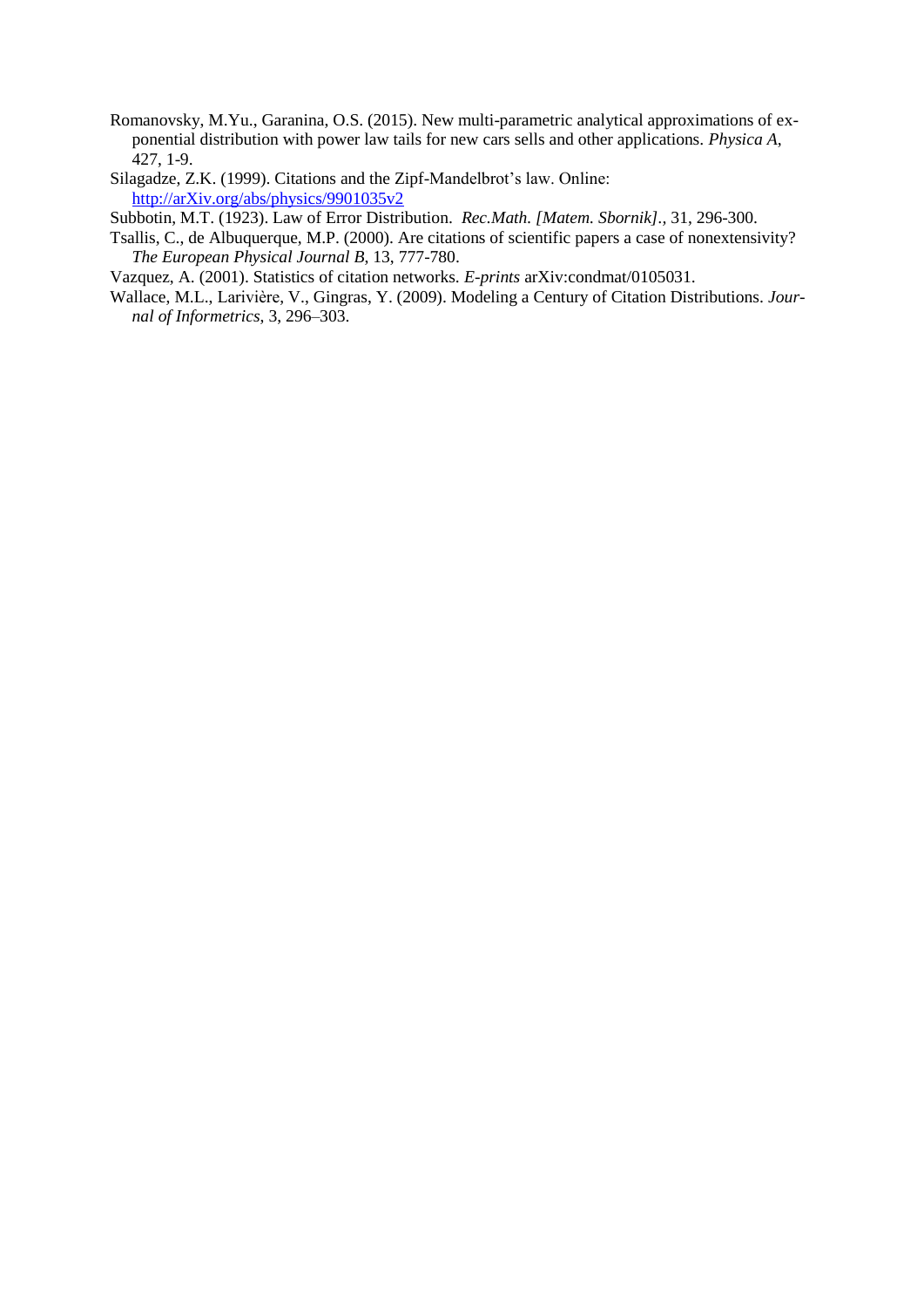Romanovsky, M.Yu., Garanina, O.S. (2015). New multi-parametric analytical approximations of exponential distribution with power law tails for new cars sells and other applications. *Physica A*, 427, 1-9.

Silagadze, Z.K. (1999). Citations and the Zipf-Mandelbrot's law. Online: http://arXiv.org/abs/physics/9901035v2

Subbotin, M.T. (1923). Law of Error Distribution. *Rec.Math. [Matem. Sbornik].*, 31, 296-300.

Tsallis, C., de Albuquerque, M.P. (2000). Are citations of scientific papers a case of nonextensivity? *The European Physical Journal B*, 13, 777-780.

Vazquez, A. (2001). Statistics of citation networks. *E-prints* arXiv:condmat/0105031.

Wallace, M.L., Larivière, V., Gingras, Y. (2009). Modeling a Century of Citation Distributions. *Journal of Informetrics*, 3, 296–303.